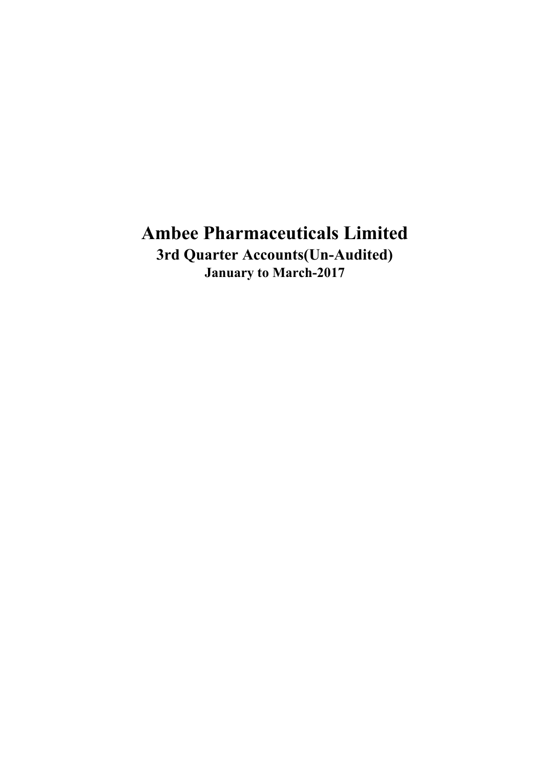# Ambee Pharmaceuticals Limited

## 3rd Quarter Accounts(Un-Audited)

### January to March-2017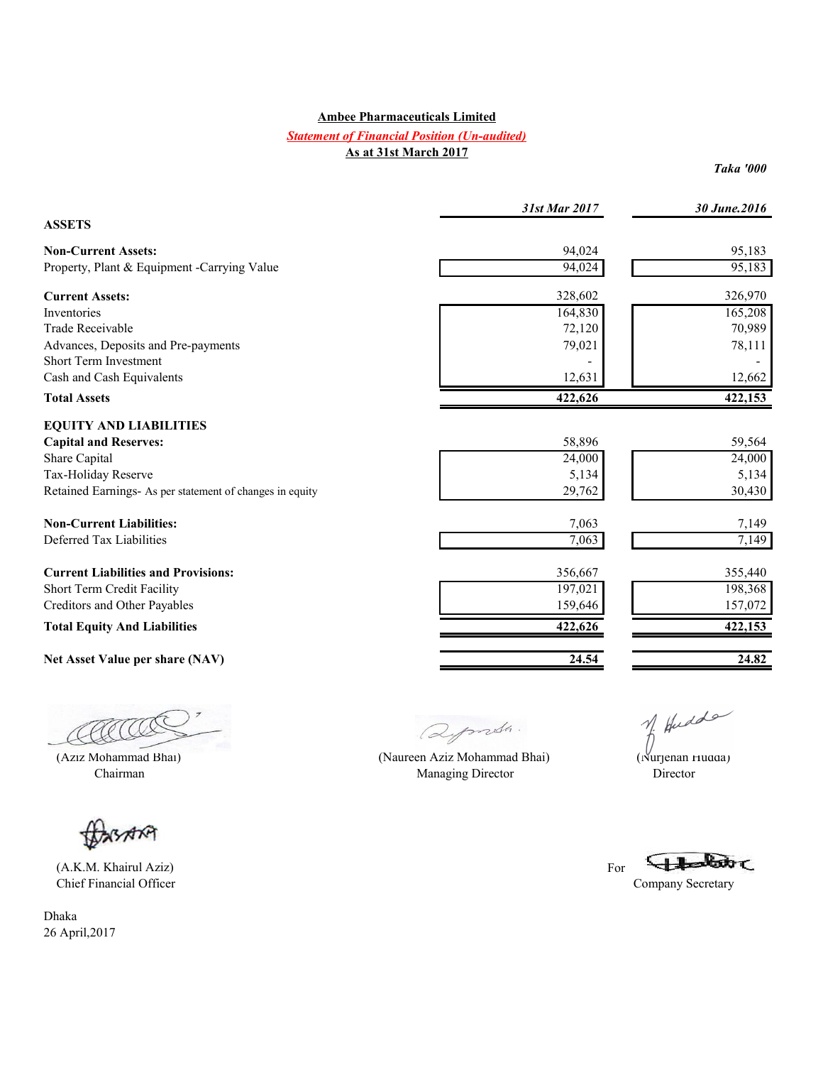# Ambee Pharmaceuticals Limited

## *Statement of Financial Position (Un-audited)*

### As at 31st March 2017

*Taka '000*

| | *31st Mar 2017* | *30 June.2016* |
|---|---|---|
| **ASSETS** | | |
| **Non-Current Assets:** | 94,024 | 95,183 |
| Property, Plant & Equipment -Carrying Value | 94,024 | 95,183 |
| **Current Assets:** | 328,602 | 326,970 |
| Inventories | 164,830 | 165,208 |
| Trade Receivable | 72,120 | 70,989 |
| Advances, Deposits and Pre-payments | 79,021 | 78,111 |
| Short Term Investment | - | - |
| Cash and Cash Equivalents | 12,631 | 12,662 |
| **Total Assets** | **422,626** | **422,153** |
| **EQUITY AND LIABILITIES** | | |
| **Capital and Reserves:** | 58,896 | 59,564 |
| Share Capital | 24,000 | 24,000 |
| Tax-Holiday Reserve | 5,134 | 5,134 |
| Retained Earnings- As per statement of changes in equity | 29,762 | 30,430 |
| **Non-Current Liabilities:** | 7,063 | 7,149 |
| Deferred Tax Liabilities | 7,063 | 7,149 |
| **Current Liabilities and Provisions:** | 356,667 | 355,440 |
| Short Term Credit Facility | 197,021 | 198,368 |
| Creditors and Other Payables | 159,646 | 157,072 |
| **Total Equity And Liabilities** | **422,626** | **422,153** |
| **Net Asset Value per share (NAV)** | **24.54** | **24.82** |

(Aziz Mohammad Bhai)
Chairman

(Naureen Aziz Mohammad Bhai)
Managing Director

(Nurjehan Hudda)
Director

(A.K.M. Khairul Aziz)
Chief Financial Officer

For Company Secretary

Dhaka
26 April,2017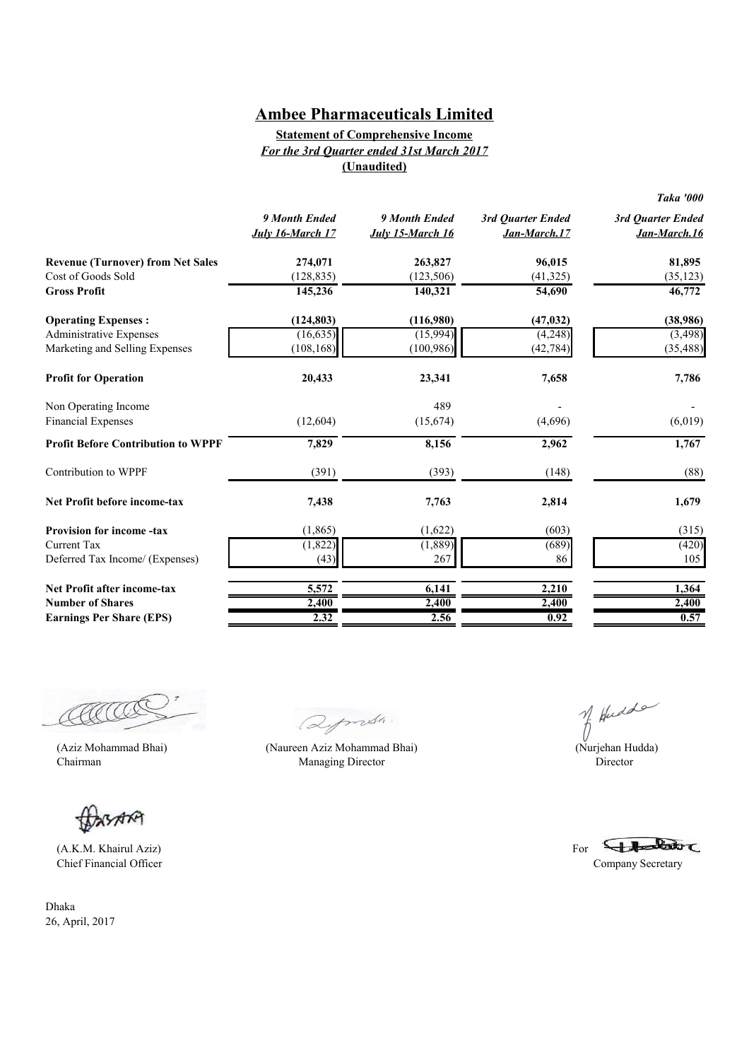# Ambee Pharmaceuticals Limited

**Statement of Comprehensive Income**

***For the 3rd Quarter ended 31st March 2017***

**(Unaudited)**

***Taka '000***

| | *9 Month Ended July 16-March 17* | *9 Month Ended July 15-March 16* | *3rd Quarter Ended Jan-March.17* | *3rd Quarter Ended Jan-March.16* |
|---|---|---|---|---|
| **Revenue (Turnover) from Net Sales** | **274,071** | **263,827** | **96,015** | **81,895** |
| Cost of Goods Sold | (128,835) | (123,506) | (41,325) | (35,123) |
| **Gross Profit** | **145,236** | **140,321** | **54,690** | **46,772** |
| **Operating Expenses :** | **(124,803)** | **(116,980)** | **(47,032)** | **(38,986)** |
| Administrative Expenses | (16,635) | (15,994) | (4,248) | (3,498) |
| Marketing and Selling Expenses | (108,168) | (100,986) | (42,784) | (35,488) |
| **Profit for Operation** | **20,433** | **23,341** | **7,658** | **7,786** |
| Non Operating Income | | 489 | - | - |
| Financial Expenses | (12,604) | (15,674) | (4,696) | (6,019) |
| **Profit Before Contribution to WPPF** | **7,829** | **8,156** | **2,962** | **1,767** |
| Contribution to WPPF | (391) | (393) | (148) | (88) |
| **Net Profit before income-tax** | **7,438** | **7,763** | **2,814** | **1,679** |
| **Provision for income -tax** | (1,865) | (1,622) | (603) | (315) |
| Current Tax | (1,822) | (1,889) | (689) | (420) |
| Deferred Tax Income/ (Expenses) | (43) | 267 | 86 | 105 |
| **Net Profit after income-tax** | **5,572** | **6,141** | **2,210** | **1,364** |
| **Number of Shares** | **2,400** | **2,400** | **2,400** | **2,400** |
| **Earnings Per Share (EPS)** | **2.32** | **2.56** | **0.92** | **0.57** |

(Aziz Mohammad Bhai)
Chairman

(Naureen Aziz Mohammad Bhai)
Managing Director

(Nurjehan Hudda)
Director

(A.K.M. Khairul Aziz)
Chief Financial Officer

For
Company Secretary

Dhaka
26, April, 2017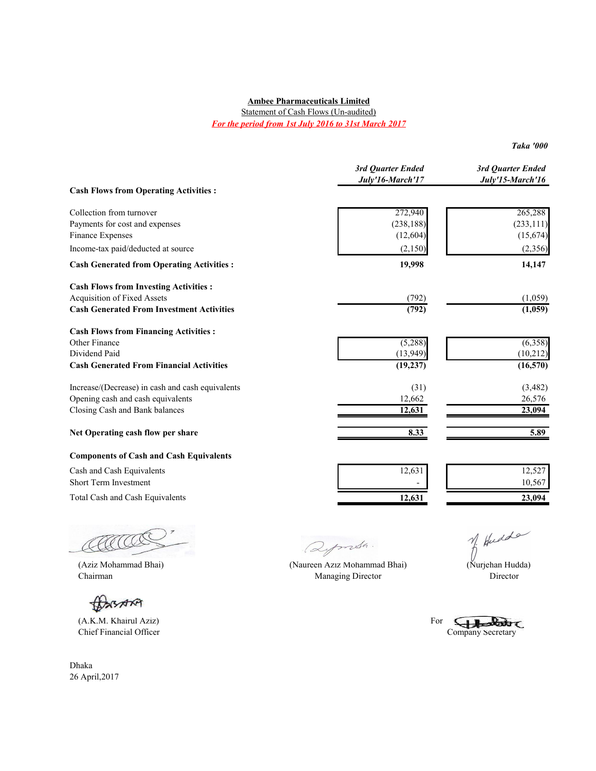**Ambee Pharmaceuticals Limited**

Statement of Cash Flows (Un-audited)

*For the period from 1st July 2016 to 31st March 2017*

*Taka '000*

| | *3rd Quarter Ended July'16-March'17* | *3rd Quarter Ended July'15-March'16* |
|---|---|---|
| **Cash Flows from Operating Activities :** | | |
| Collection from turnover | 272,940 | 265,288 |
| Payments for cost and expenses | (238,188) | (233,111) |
| Finance Expenses | (12,604) | (15,674) |
| Income-tax paid/deducted at source | (2,150) | (2,356) |
| **Cash Generated from Operating Activities :** | **19,998** | **14,147** |
| **Cash Flows from Investing Activities :** | | |
| Acquisition of Fixed Assets | (792) | (1,059) |
| **Cash Generated From Investment Activities** | **(792)** | **(1,059)** |
| **Cash Flows from Financing Activities :** | | |
| Other Finance | (5,288) | (6,358) |
| Dividend Paid | (13,949) | (10,212) |
| **Cash Generated From Financial Activities** | **(19,237)** | **(16,570)** |
| Increase/(Decrease) in cash and cash equivalents | (31) | (3,482) |
| Opening cash and cash equivalents | 12,662 | 26,576 |
| Closing Cash and Bank balances | **12,631** | **23,094** |
| **Net Operating cash flow per share** | **8.33** | **5.89** |
| **Components of Cash and Cash Equivalents** | | |
| Cash and Cash Equivalents | 12,631 | 12,527 |
| Short Term Investment | - | 10,567 |
| Total Cash and Cash Equivalents | **12,631** | **23,094** |

(Aziz Mohammad Bhai)
Chairman

(Naureen Aziz Mohammad Bhai)
Managing Director

(Nurjehan Hudda)
Director

(A.K.M. Khairul Aziz)
Chief Financial Officer

For Company Secretary

Dhaka
26 April,2017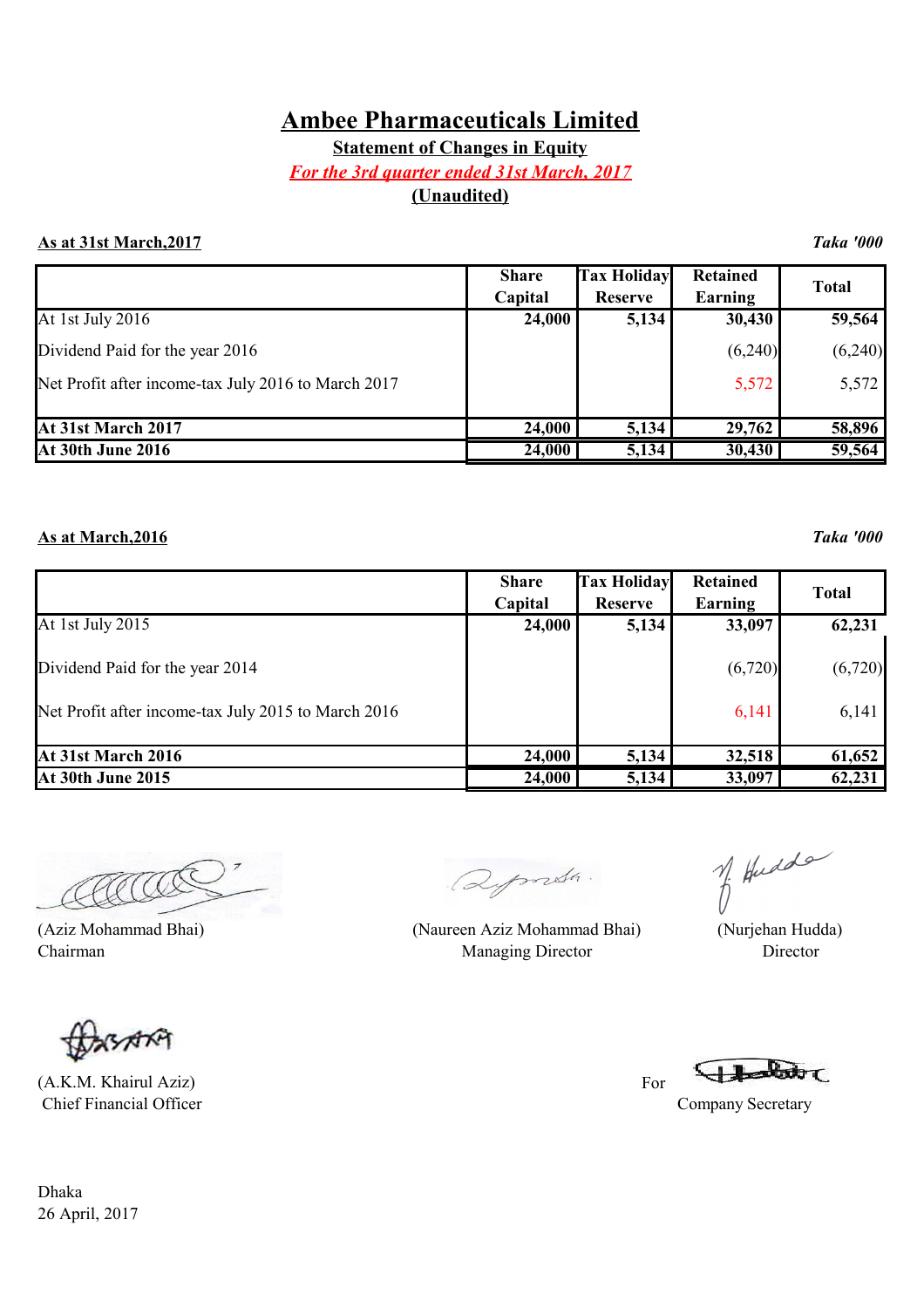# Ambee Pharmaceuticals Limited

## Statement of Changes in Equity

*For the 3rd quarter ended 31st March, 2017*

**(Unaudited)**

**As at 31st March,2017** *Taka '000*

| | Share Capital | Tax Holiday Reserve | Retained Earning | Total |
|---|---|---|---|---|
| At 1st July 2016 | **24,000** | **5,134** | **30,430** | **59,564** |
| Dividend Paid for the year 2016 | | | (6,240) | (6,240) |
| Net Profit after income-tax July 2016 to March 2017 | | | 5,572 | 5,572 |
| **At 31st March 2017** | **24,000** | **5,134** | **29,762** | **58,896** |
| **At 30th June 2016** | **24,000** | **5,134** | **30,430** | **59,564** |

**As at March,2016** *Taka '000*

| | Share Capital | Tax Holiday Reserve | Retained Earning | Total |
|---|---|---|---|---|
| At 1st July 2015 | **24,000** | **5,134** | **33,097** | **62,231** |
| Dividend Paid for the year 2014 | | | (6,720) | (6,720) |
| Net Profit after income-tax July 2015 to March 2016 | | | 6,141 | 6,141 |
| **At 31st March 2016** | **24,000** | **5,134** | **32,518** | **61,652** |
| **At 30th June 2015** | **24,000** | **5,134** | **33,097** | **62,231** |

(Aziz Mohammad Bhai)
Chairman

(Naureen Aziz Mohammad Bhai)
Managing Director

(Nurjehan Hudda)
Director

(A.K.M. Khairul Aziz)
Chief Financial Officer

For
Company Secretary

Dhaka
26 April, 2017